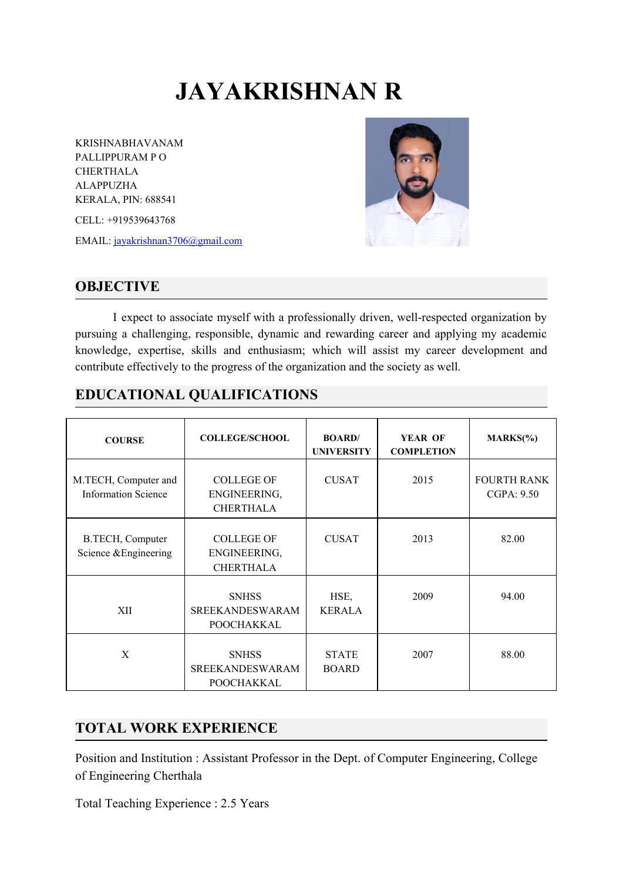# JAYAKRISHNAN R

KRISHNABHAVANAM
PALLIPPURAM P O
CHERTHALA
ALAPPUZHA
KERALA, PIN: 688541

CELL: +919539643768

EMAIL: jayakrishnan3706@gmail.com

## OBJECTIVE

I expect to associate myself with a professionally driven, well-respected organization by pursuing a challenging, responsible, dynamic and rewarding career and applying my academic knowledge, expertise, skills and enthusiasm; which will assist my career development and contribute effectively to the progress of the organization and the society as well.

## EDUCATIONAL QUALIFICATIONS

| COURSE | COLLEGE/SCHOOL | BOARD/ UNIVERSITY | YEAR OF COMPLETION | MARKS(%) |
|---|---|---|---|---|
| M.TECH, Computer and Information Science | COLLEGE OF ENGINEERING, CHERTHALA | CUSAT | 2015 | FOURTH RANK CGPA: 9.50 |
| B.TECH, Computer Science &Engineering | COLLEGE OF ENGINEERING, CHERTHALA | CUSAT | 2013 | 82.00 |
| XII | SNHSS SREEKANDESWARAM POOCHAKKAL | HSE, KERALA | 2009 | 94.00 |
| X | SNHSS SREEKANDESWARAM POOCHAKKAL | STATE BOARD | 2007 | 88.00 |

## TOTAL WORK EXPERIENCE

Position and Institution : Assistant Professor in the Dept. of Computer Engineering, College of Engineering Cherthala

Total Teaching Experience : 2.5 Years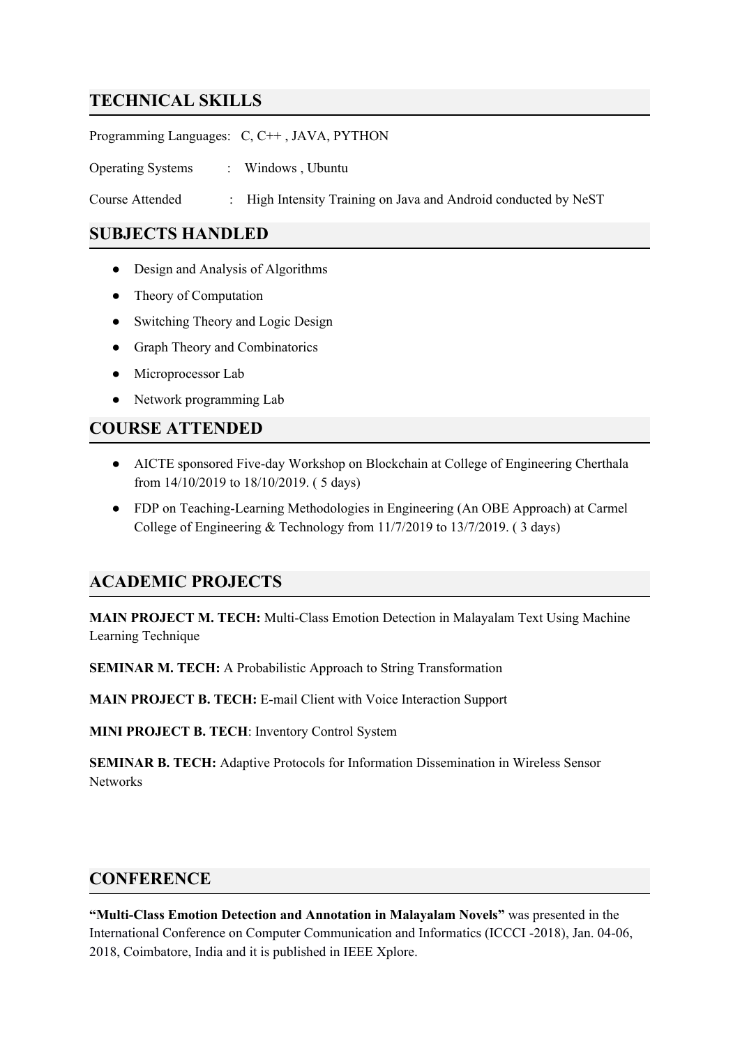## TECHNICAL SKILLS

Programming Languages: C, C++ , JAVA, PYTHON

Operating Systems : Windows , Ubuntu

Course Attended : High Intensity Training on Java and Android conducted by NeST

## SUBJECTS HANDLED

- Design and Analysis of Algorithms
- Theory of Computation
- Switching Theory and Logic Design
- Graph Theory and Combinatorics
- Microprocessor Lab
- Network programming Lab

## COURSE ATTENDED

- AICTE sponsored Five-day Workshop on Blockchain at College of Engineering Cherthala from 14/10/2019 to 18/10/2019. ( 5 days)
- FDP on Teaching-Learning Methodologies in Engineering (An OBE Approach) at Carmel College of Engineering & Technology from 11/7/2019 to 13/7/2019. ( 3 days)

## ACADEMIC PROJECTS

**MAIN PROJECT M. TECH:** Multi-Class Emotion Detection in Malayalam Text Using Machine Learning Technique

**SEMINAR M. TECH:** A Probabilistic Approach to String Transformation

**MAIN PROJECT B. TECH:** E-mail Client with Voice Interaction Support

**MINI PROJECT B. TECH**: Inventory Control System

**SEMINAR B. TECH:** Adaptive Protocols for Information Dissemination in Wireless Sensor Networks

## CONFERENCE

**"Multi-Class Emotion Detection and Annotation in Malayalam Novels"** was presented in the International Conference on Computer Communication and Informatics (ICCCI -2018), Jan. 04-06, 2018, Coimbatore, India and it is published in IEEE Xplore.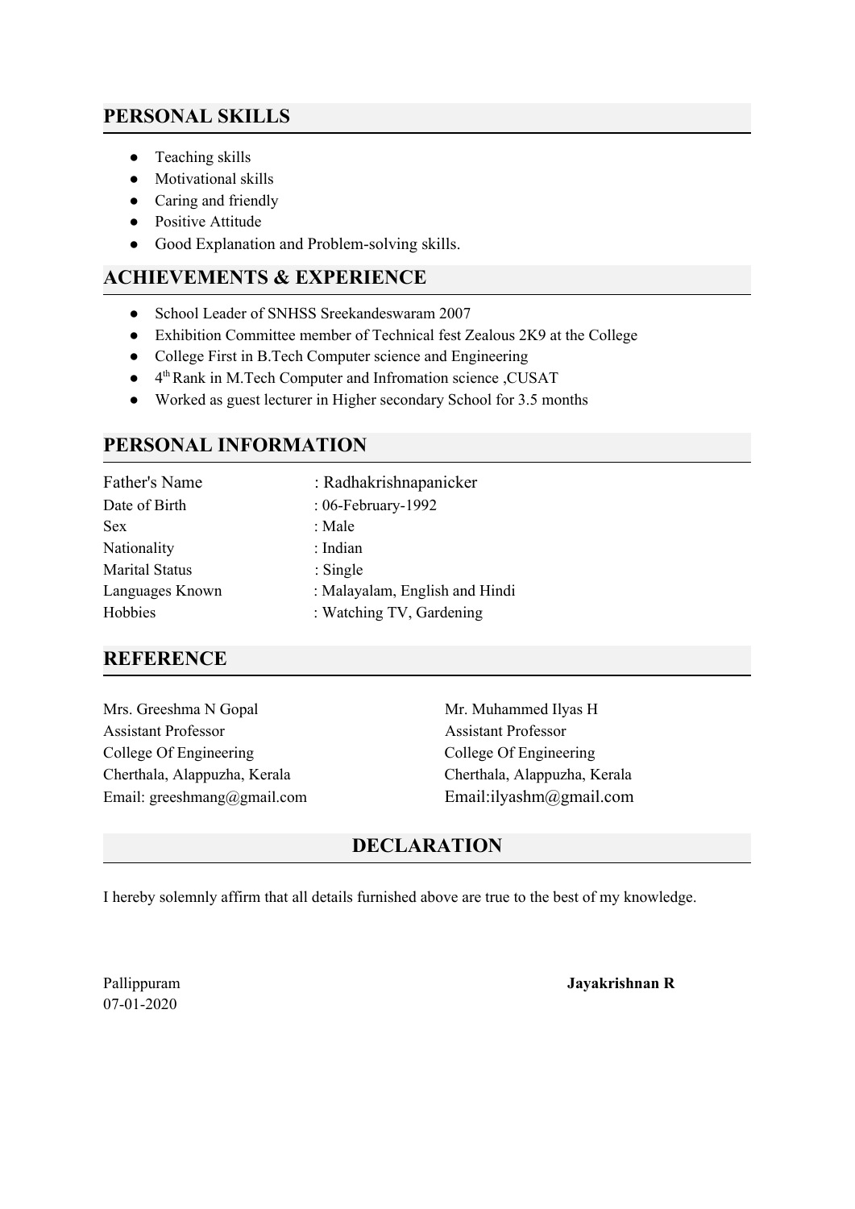## PERSONAL SKILLS

- Teaching skills
- Motivational skills
- Caring and friendly
- Positive Attitude
- Good Explanation and Problem-solving skills.

## ACHIEVEMENTS & EXPERIENCE

- School Leader of SNHSS Sreekandeswaram 2007
- Exhibition Committee member of Technical fest Zealous 2K9 at the College
- College First in B.Tech Computer science and Engineering
- 4th Rank in M.Tech Computer and Infromation science ,CUSAT
- Worked as guest lecturer in Higher secondary School for 3.5 months

## PERSONAL INFORMATION

| | |
|---|---|
| Father's Name | : Radhakrishnapanicker |
| Date of Birth | : 06-February-1992 |
| Sex | : Male |
| Nationality | : Indian |
| Marital Status | : Single |
| Languages Known | : Malayalam, English and Hindi |
| Hobbies | : Watching TV, Gardening |

## REFERENCE

Mrs. Greeshma N Gopal
Assistant Professor
College Of Engineering
Cherthala, Alappuzha, Kerala
Email: greeshmang@gmail.com

Mr. Muhammed Ilyas H
Assistant Professor
College Of Engineering
Cherthala, Alappuzha, Kerala
Email:ilyashm@gmail.com

## DECLARATION

I hereby solemnly affirm that all details furnished above are true to the best of my knowledge.

Pallippuram
07-01-2020

**Jayakrishnan R**